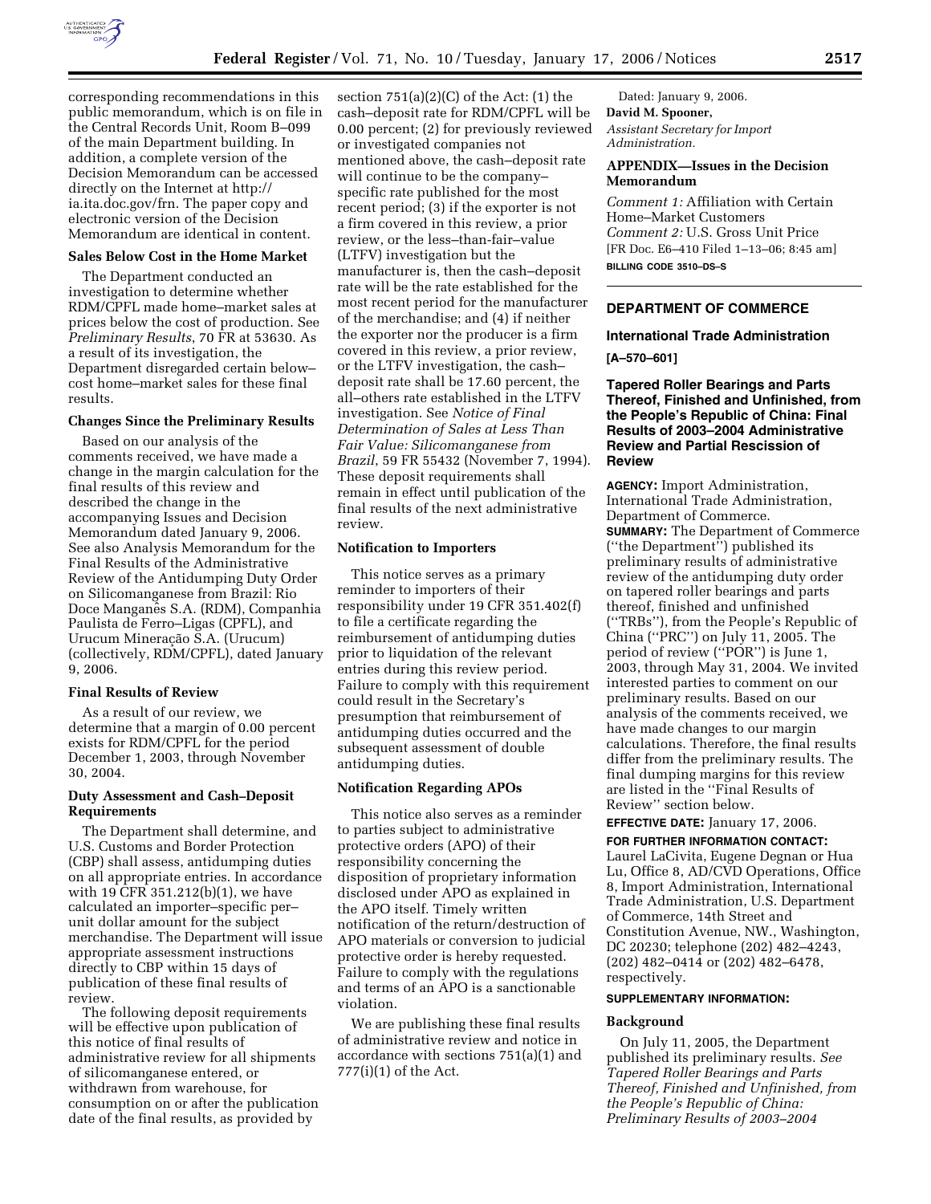corresponding recommendations in this public memorandum, which is on file in the Central Records Unit, Room B–099 of the main Department building. In addition, a complete version of the Decision Memorandum can be accessed directly on the Internet at http://ia.ita.doc.gov/frn. The paper copy and electronic version of the Decision Memorandum are identical in content.

**Sales Below Cost in the Home Market**

The Department conducted an investigation to determine whether RDM/CPFL made home–market sales at prices below the cost of production. See *Preliminary Results*, 70 FR at 53630. As a result of its investigation, the Department disregarded certain below–cost home–market sales for these final results.

**Changes Since the Preliminary Results**

Based on our analysis of the comments received, we have made a change in the margin calculation for the final results of this review and described the change in the accompanying Issues and Decision Memorandum dated January 9, 2006. See also Analysis Memorandum for the Final Results of the Administrative Review of the Antidumping Duty Order on Silicomanganese from Brazil: Rio Doce Manganês S.A. (RDM), Companhia Paulista de Ferro–Ligas (CPFL), and Urucum Mineração S.A. (Urucum) (collectively, RDM/CPFL), dated January 9, 2006.

**Final Results of Review**

As a result of our review, we determine that a margin of 0.00 percent exists for RDM/CPFL for the period December 1, 2003, through November 30, 2004.

**Duty Assessment and Cash–Deposit Requirements**

The Department shall determine, and U.S. Customs and Border Protection (CBP) shall assess, antidumping duties on all appropriate entries. In accordance with 19 CFR 351.212(b)(1), we have calculated an importer–specific per–unit dollar amount for the subject merchandise. The Department will issue appropriate assessment instructions directly to CBP within 15 days of publication of these final results of review.

The following deposit requirements will be effective upon publication of this notice of final results of administrative review for all shipments of silicomanganese entered, or withdrawn from warehouse, for consumption on or after the publication date of the final results, as provided by section 751(a)(2)(C) of the Act: (1) the cash–deposit rate for RDM/CPFL will be 0.00 percent; (2) for previously reviewed or investigated companies not mentioned above, the cash–deposit rate will continue to be the company–specific rate published for the most recent period; (3) if the exporter is not a firm covered in this review, a prior review, or the less–than–fair–value (LTFV) investigation but the manufacturer is, then the cash–deposit rate will be the rate established for the most recent period for the manufacturer of the merchandise; and (4) if neither the exporter nor the producer is a firm covered in this review, a prior review, or the LTFV investigation, the cash–deposit rate shall be 17.60 percent, the all–others rate established in the LTFV investigation. See *Notice of Final Determination of Sales at Less Than Fair Value: Silicomanganese from Brazil*, 59 FR 55432 (November 7, 1994). These deposit requirements shall remain in effect until publication of the final results of the next administrative review.

**Notification to Importers**

This notice serves as a primary reminder to importers of their responsibility under 19 CFR 351.402(f) to file a certificate regarding the reimbursement of antidumping duties prior to liquidation of the relevant entries during this review period. Failure to comply with this requirement could result in the Secretary's presumption that reimbursement of antidumping duties occurred and the subsequent assessment of double antidumping duties.

**Notification Regarding APOs**

This notice also serves as a reminder to parties subject to administrative protective orders (APO) of their responsibility concerning the disposition of proprietary information disclosed under APO as explained in the APO itself. Timely written notification of the return/destruction of APO materials or conversion to judicial protective order is hereby requested. Failure to comply with the regulations and terms of an APO is a sanctionable violation.

We are publishing these final results of administrative review and notice in accordance with sections 751(a)(1) and 777(i)(1) of the Act.

Dated: January 9, 2006.

**David M. Spooner,**

*Assistant Secretary for Import Administration.*

**APPENDIX—Issues in the Decision Memorandum**

*Comment 1:* Affiliation with Certain Home–Market Customers
*Comment 2:* U.S. Gross Unit Price

[FR Doc. E6–410 Filed 1–13–06; 8:45 am]

**BILLING CODE 3510–DS–S**

---

## DEPARTMENT OF COMMERCE

### International Trade Administration

**[A–570–601]**

### Tapered Roller Bearings and Parts Thereof, Finished and Unfinished, from the People's Republic of China: Final Results of 2003–2004 Administrative Review and Partial Rescission of Review

**AGENCY:** Import Administration, International Trade Administration, Department of Commerce.

**SUMMARY:** The Department of Commerce (''the Department'') published its preliminary results of administrative review of the antidumping duty order on tapered roller bearings and parts thereof, finished and unfinished (''TRBs''), from the People's Republic of China (''PRC'') on July 11, 2005. The period of review (''POR'') is June 1, 2003, through May 31, 2004. We invited interested parties to comment on our preliminary results. Based on our analysis of the comments received, we have made changes to our margin calculations. Therefore, the final results differ from the preliminary results. The final dumping margins for this review are listed in the ''Final Results of Review'' section below.

**EFFECTIVE DATE:** January 17, 2006.

**FOR FURTHER INFORMATION CONTACT:** Laurel LaCivita, Eugene Degnan or Hua Lu, Office 8, AD/CVD Operations, Office 8, Import Administration, International Trade Administration, U.S. Department of Commerce, 14th Street and Constitution Avenue, NW., Washington, DC 20230; telephone (202) 482–4243, (202) 482–0414 or (202) 482–6478, respectively.

**SUPPLEMENTARY INFORMATION:**

**Background**

On July 11, 2005, the Department published its preliminary results. *See Tapered Roller Bearings and Parts Thereof, Finished and Unfinished, from the People's Republic of China: Preliminary Results of 2003–2004*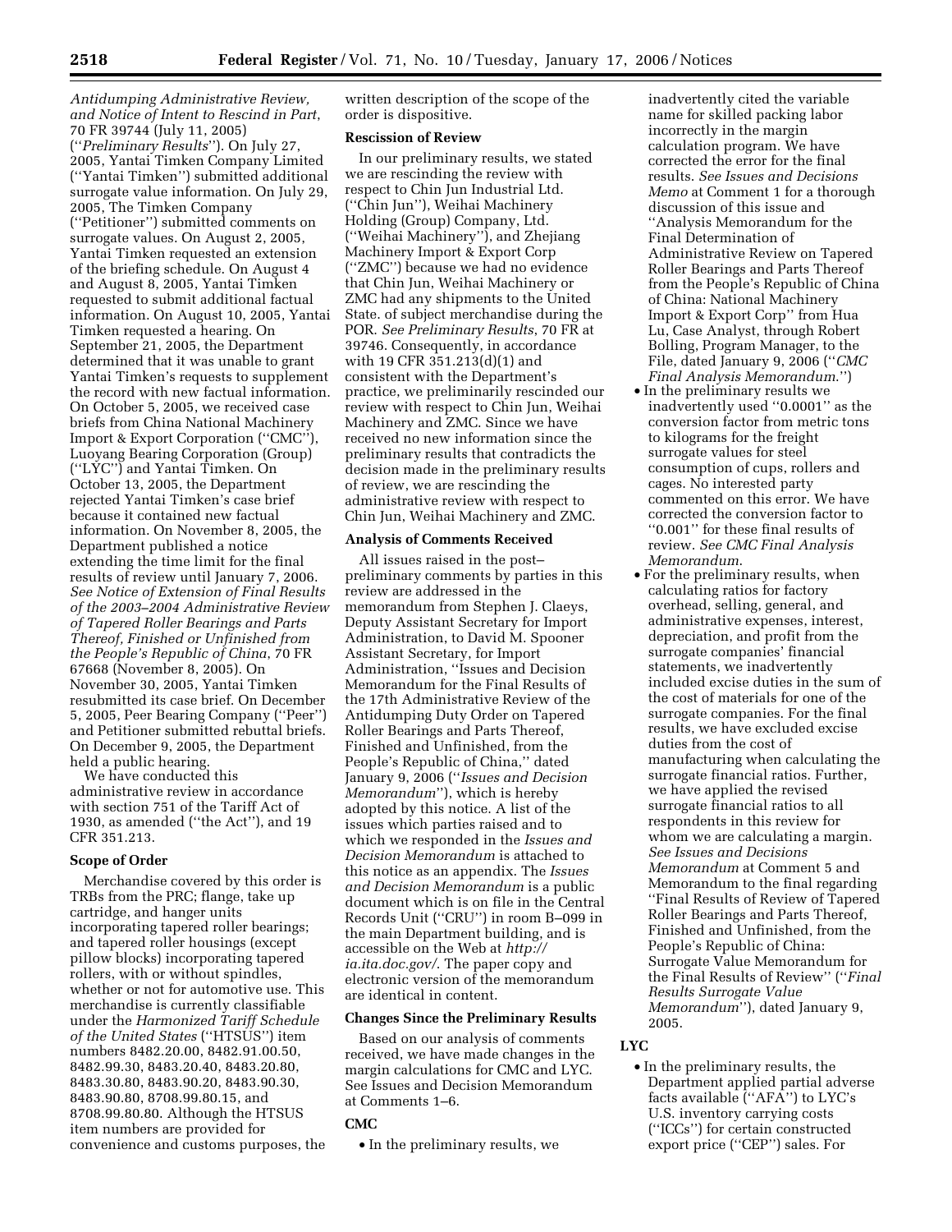*Antidumping Administrative Review, and Notice of Intent to Rescind in Part*, 70 FR 39744 (July 11, 2005) (''*Preliminary Results*''). On July 27, 2005, Yantai Timken Company Limited (''Yantai Timken'') submitted additional surrogate value information. On July 29, 2005, The Timken Company (''Petitioner'') submitted comments on surrogate values. On August 2, 2005, Yantai Timken requested an extension of the briefing schedule. On August 4 and August 8, 2005, Yantai Timken requested to submit additional factual information. On August 10, 2005, Yantai Timken requested a hearing. On September 21, 2005, the Department determined that it was unable to grant Yantai Timken's requests to supplement the record with new factual information. On October 5, 2005, we received case briefs from China National Machinery Import & Export Corporation (''CMC''), Luoyang Bearing Corporation (Group) (''LYC'') and Yantai Timken. On October 13, 2005, the Department rejected Yantai Timken's case brief because it contained new factual information. On November 8, 2005, the Department published a notice extending the time limit for the final results of review until January 7, 2006. *See Notice of Extension of Final Results of the 2003–2004 Administrative Review of Tapered Roller Bearings and Parts Thereof, Finished or Unfinished from the People's Republic of China*, 70 FR 67668 (November 8, 2005). On November 30, 2005, Yantai Timken resubmitted its case brief. On December 5, 2005, Peer Bearing Company (''Peer'') and Petitioner submitted rebuttal briefs. On December 9, 2005, the Department held a public hearing.

We have conducted this administrative review in accordance with section 751 of the Tariff Act of 1930, as amended (''the Act''), and 19 CFR 351.213.

**Scope of Order**

Merchandise covered by this order is TRBs from the PRC; flange, take up cartridge, and hanger units incorporating tapered roller bearings; and tapered roller housings (except pillow blocks) incorporating tapered rollers, with or without spindles, whether or not for automotive use. This merchandise is currently classifiable under the *Harmonized Tariff Schedule of the United States* (''HTSUS'') item numbers 8482.20.00, 8482.91.00.50, 8482.99.30, 8483.20.40, 8483.20.80, 8483.30.80, 8483.90.20, 8483.90.30, 8483.90.80, 8708.99.80.15, and 8708.99.80.80. Although the HTSUS item numbers are provided for convenience and customs purposes, the written description of the scope of the order is dispositive.

**Rescission of Review**

In our preliminary results, we stated we are rescinding the review with respect to Chin Jun Industrial Ltd. (''Chin Jun''), Weihai Machinery Holding (Group) Company, Ltd. (''Weihai Machinery''), and Zhejiang Machinery Import & Export Corp (''ZMC'') because we had no evidence that Chin Jun, Weihai Machinery or ZMC had any shipments to the United State. of subject merchandise during the POR. *See Preliminary Results*, 70 FR at 39746. Consequently, in accordance with 19 CFR 351.213(d)(1) and consistent with the Department's practice, we preliminarily rescinded our review with respect to Chin Jun, Weihai Machinery and ZMC. Since we have received no new information since the preliminary results that contradicts the decision made in the preliminary results of review, we are rescinding the administrative review with respect to Chin Jun, Weihai Machinery and ZMC.

**Analysis of Comments Received**

All issues raised in the post–preliminary comments by parties in this review are addressed in the memorandum from Stephen J. Claeys, Deputy Assistant Secretary for Import Administration, to David M. Spooner Assistant Secretary, for Import Administration, ''Issues and Decision Memorandum for the Final Results of the 17th Administrative Review of the Antidumping Duty Order on Tapered Roller Bearings and Parts Thereof, Finished and Unfinished, from the People's Republic of China,'' dated January 9, 2006 (''*Issues and Decision Memorandum*''), which is hereby adopted by this notice. A list of the issues which parties raised and to which we responded in the *Issues and Decision Memorandum* is attached to this notice as an appendix. The *Issues and Decision Memorandum* is a public document which is on file in the Central Records Unit (''CRU'') in room B–099 in the main Department building, and is accessible on the Web at *http://ia.ita.doc.gov/*. The paper copy and electronic version of the memorandum are identical in content.

**Changes Since the Preliminary Results**

Based on our analysis of comments received, we have made changes in the margin calculations for CMC and LYC. See Issues and Decision Memorandum at Comments 1–6.

**CMC**

- In the preliminary results, we inadvertently cited the variable name for skilled packing labor incorrectly in the margin calculation program. We have corrected the error for the final results. *See Issues and Decisions Memo* at Comment 1 for a thorough discussion of this issue and ''Analysis Memorandum for the Final Determination of Administrative Review on Tapered Roller Bearings and Parts Thereof from the People's Republic of China of China: National Machinery Import & Export Corp'' from Hua Lu, Case Analyst, through Robert Bolling, Program Manager, to the File, dated January 9, 2006 (''*CMC Final Analysis Memorandum.*'')
- In the preliminary results we inadvertently used ''0.0001'' as the conversion factor from metric tons to kilograms for the freight surrogate values for steel consumption of cups, rollers and cages. No interested party commented on this error. We have corrected the conversion factor to ''0.001'' for these final results of review. *See CMC Final Analysis Memorandum.*
- For the preliminary results, when calculating ratios for factory overhead, selling, general, and administrative expenses, interest, depreciation, and profit from the surrogate companies' financial statements, we inadvertently included excise duties in the sum of the cost of materials for one of the surrogate companies. For the final results, we have excluded excise duties from the cost of manufacturing when calculating the surrogate financial ratios. Further, we have applied the revised surrogate financial ratios to all respondents in this review for whom we are calculating a margin. *See Issues and Decisions Memorandum* at Comment 5 and Memorandum to the final regarding ''Final Results of Review of Tapered Roller Bearings and Parts Thereof, Finished and Unfinished, from the People's Republic of China: Surrogate Value Memorandum for the Final Results of Review'' (''*Final Results Surrogate Value Memorandum*''), dated January 9, 2005.

**LYC**

- In the preliminary results, the Department applied partial adverse facts available (''AFA'') to LYC's U.S. inventory carrying costs (''ICCs'') for certain constructed export price (''CEP'') sales. For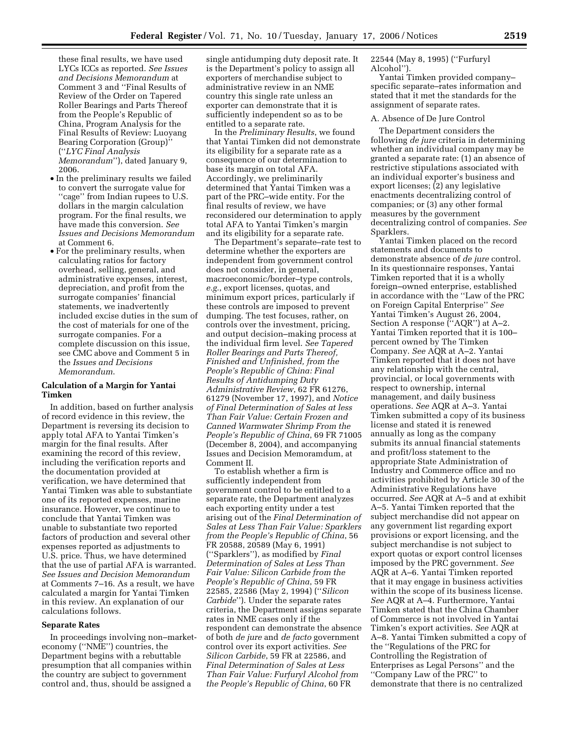these final results, we have used LYCs ICCs as reported. *See Issues and Decisions Memorandum* at Comment 3 and ''Final Results of Review of the Order on Tapered Roller Bearings and Parts Thereof from the People's Republic of China, Program Analysis for the Final Results of Review: Luoyang Bearing Corporation (Group)'' (''*LYC Final Analysis Memorandum*''), dated January 9, 2006.

- In the preliminary results we failed to convert the surrogate value for ''cage'' from Indian rupees to U.S. dollars in the margin calculation program. For the final results, we have made this conversion. *See Issues and Decisions Memorandum* at Comment 6.
- For the preliminary results, when calculating ratios for factory overhead, selling, general, and administrative expenses, interest, depreciation, and profit from the surrogate companies' financial statements, we inadvertently included excise duties in the sum of the cost of materials for one of the surrogate companies. For a complete discussion on this issue, see CMC above and Comment 5 in the *Issues and Decisions Memorandum*.

**Calculation of a Margin for Yantai Timken**

In addition, based on further analysis of record evidence in this review, the Department is reversing its decision to apply total AFA to Yantai Timken's margin for the final results. After examining the record of this review, including the verification reports and the documentation provided at verification, we have determined that Yantai Timken was able to substantiate one of its reported expenses, marine insurance. However, we continue to conclude that Yantai Timken was unable to substantiate two reported factors of production and several other expenses reported as adjustments to U.S. price. Thus, we have determined that the use of partial AFA is warranted. *See Issues and Decision Memorandum* at Comments 7–16. As a result, we have calculated a margin for Yantai Timken in this review. An explanation of our calculations follows.

**Separate Rates**

In proceedings involving non–market-economy (''NME'') countries, the Department begins with a rebuttable presumption that all companies within the country are subject to government control and, thus, should be assigned a single antidumping duty deposit rate. It is the Department's policy to assign all exporters of merchandise subject to administrative review in an NME country this single rate unless an exporter can demonstrate that it is sufficiently independent so as to be entitled to a separate rate.

In the *Preliminary Results*, we found that Yantai Timken did not demonstrate its eligibility for a separate rate as a consequence of our determination to base its margin on total AFA. Accordingly, we preliminarily determined that Yantai Timken was a part of the PRC–wide entity. For the final results of review, we have reconsidered our determination to apply total AFA to Yantai Timken's margin and its eligibility for a separate rate.

The Department's separate–rate test to determine whether the exporters are independent from government control does not consider, in general, macroeconomic/border–type controls, *e.g.*, export licenses, quotas, and minimum export prices, particularly if these controls are imposed to prevent dumping. The test focuses, rather, on controls over the investment, pricing, and output decision–making process at the individual firm level. *See Tapered Roller Bearings and Parts Thereof, Finished and Unfinished, from the People's Republic of China: Final Results of Antidumping Duty Administrative Review*, 62 FR 61276, 61279 (November 17, 1997), and *Notice of Final Determination of Sales at less Than Fair Value: Certain Frozen and Canned Warmwater Shrimp From the People's Republic of China*, 69 FR 71005 (December 8, 2004), and accompanying Issues and Decision Memoramdum, at Comment II.

To establish whether a firm is sufficiently independent from government control to be entitled to a separate rate, the Department analyzes each exporting entity under a test arising out of the *Final Determination of Sales at Less Than Fair Value: Sparklers from the People's Republic of China*, 56 FR 20588, 20589 (May 6, 1991) (''Sparklers''), as modified by *Final Determination of Sales at Less Than Fair Value: Silicon Carbide from the People's Republic of China*, 59 FR 22585, 22586 (May 2, 1994) (''*Silicon Carbide*''). Under the separate rates criteria, the Department assigns separate rates in NME cases only if the respondent can demonstrate the absence of both *de jure* and *de facto* government control over its export activities. *See Silicon Carbide*, 59 FR at 22586, and *Final Determination of Sales at Less Than Fair Value: Furfuryl Alcohol from the People's Republic of China*, 60 FR 22544 (May 8, 1995) (''Furfuryl Alcohol'').

Yantai Timken provided company–specific separate–rates information and stated that it met the standards for the assignment of separate rates.

A. Absence of De Jure Control

The Department considers the following *de jure* criteria in determining whether an individual company may be granted a separate rate: (1) an absence of restrictive stipulations associated with an individual exporter's business and export licenses; (2) any legislative enactments decentralizing control of companies; or (3) any other formal measures by the government decentralizing control of companies. *See* Sparklers.

Yantai Timken placed on the record statements and documents to demonstrate absence of *de jure* control. In its questionnaire responses, Yantai Timken reported that it is a wholly foreign–owned enterprise, established in accordance with the ''Law of the PRC on Foreign Capital Enterprise'' *See* Yantai Timken's August 26, 2004, Section A response (''AQR'') at A–2. Yantai Timken reported that it is 100–percent owned by The Timken Company. *See* AQR at A–2. Yantai Timken reported that it does not have any relationship with the central, provincial, or local governments with respect to ownership, internal management, and daily business operations. *See* AQR at A–3. Yantai Timken submitted a copy of its business license and stated it is renewed annually as long as the company submits its annual financial statements and profit/loss statement to the appropriate State Administration of Industry and Commerce office and no activities prohibited by Article 30 of the Administrative Regulations have occurred. *See* AQR at A–5 and at exhibit A–5. Yantai Timken reported that the subject merchandise did not appear on any government list regarding export provisions or export licensing, and the subject merchandise is not subject to export quotas or export control licenses imposed by the PRC government. *See* AQR at A–6. Yantai Timken reported that it may engage in business activities within the scope of its business license. *See* AQR at A–4. Furthermore, Yantai Timken stated that the China Chamber of Commerce is not involved in Yantai Timken's export activities. *See* AQR at A–8. Yantai Timken submitted a copy of the ''Regulations of the PRC for Controlling the Registration of Enterprises as Legal Persons'' and the ''Company Law of the PRC'' to demonstrate that there is no centralized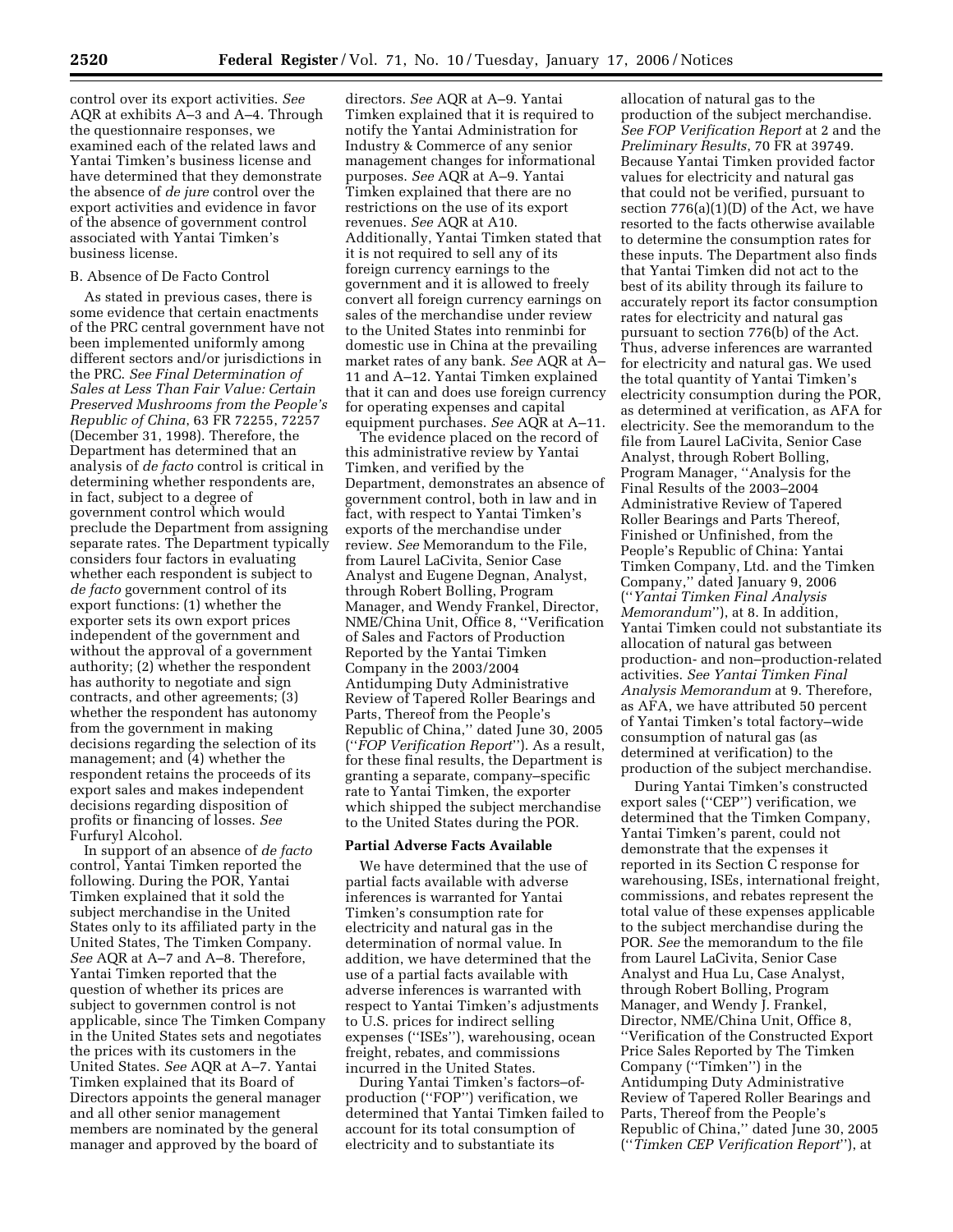control over its export activities. *See* AQR at exhibits A–3 and A–4. Through the questionnaire responses, we examined each of the related laws and Yantai Timken's business license and have determined that they demonstrate the absence of *de jure* control over the export activities and evidence in favor of the absence of government control associated with Yantai Timken's business license.

B. Absence of De Facto Control

As stated in previous cases, there is some evidence that certain enactments of the PRC central government have not been implemented uniformly among different sectors and/or jurisdictions in the PRC. *See Final Determination of Sales at Less Than Fair Value: Certain Preserved Mushrooms from the People's Republic of China*, 63 FR 72255, 72257 (December 31, 1998). Therefore, the Department has determined that an analysis of *de facto* control is critical in determining whether respondents are, in fact, subject to a degree of government control which would preclude the Department from assigning separate rates. The Department typically considers four factors in evaluating whether each respondent is subject to *de facto* government control of its export functions: (1) whether the exporter sets its own export prices independent of the government and without the approval of a government authority; (2) whether the respondent has authority to negotiate and sign contracts, and other agreements; (3) whether the respondent has autonomy from the government in making decisions regarding the selection of its management; and (4) whether the respondent retains the proceeds of its export sales and makes independent decisions regarding disposition of profits or financing of losses. *See* Furfuryl Alcohol.

In support of an absence of *de facto* control, Yantai Timken reported the following. During the POR, Yantai Timken explained that it sold the subject merchandise in the United States only to its affiliated party in the United States, The Timken Company. *See* AQR at A–7 and A–8. Therefore, Yantai Timken reported that the question of whether its prices are subject to governmen control is not applicable, since The Timken Company in the United States sets and negotiates the prices with its customers in the United States. *See* AQR at A–7. Yantai Timken explained that its Board of Directors appoints the general manager and all other senior management members are nominated by the general manager and approved by the board of directors. *See* AQR at A–9. Yantai Timken explained that it is required to notify the Yantai Administration for Industry & Commerce of any senior management changes for informational purposes. *See* AQR at A–9. Yantai Timken explained that there are no restrictions on the use of its export revenues. *See* AQR at A10. Additionally, Yantai Timken stated that it is not required to sell any of its foreign currency earnings to the government and it is allowed to freely convert all foreign currency earnings on sales of the merchandise under review to the United States into renminbi for domestic use in China at the prevailing market rates of any bank. *See* AQR at A–11 and A–12. Yantai Timken explained that it can and does use foreign currency for operating expenses and capital equipment purchases. *See* AQR at A–11.

The evidence placed on the record of this administrative review by Yantai Timken, and verified by the Department, demonstrates an absence of government control, both in law and in fact, with respect to Yantai Timken's exports of the merchandise under review. *See* Memorandum to the File, from Laurel LaCivita, Senior Case Analyst and Eugene Degnan, Analyst, through Robert Bolling, Program Manager, and Wendy Frankel, Director, NME/China Unit, Office 8, ''Verification of Sales and Factors of Production Reported by the Yantai Timken Company in the 2003/2004 Antidumping Duty Administrative Review of Tapered Roller Bearings and Parts, Thereof from the People's Republic of China,'' dated June 30, 2005 (''*FOP Verification Report*''). As a result, for these final results, the Department is granting a separate, company–specific rate to Yantai Timken, the exporter which shipped the subject merchandise to the United States during the POR.

**Partial Adverse Facts Available**

We have determined that the use of partial facts available with adverse inferences is warranted for Yantai Timken's consumption rate for electricity and natural gas in the determination of normal value. In addition, we have determined that the use of a partial facts available with adverse inferences is warranted with respect to Yantai Timken's adjustments to U.S. prices for indirect selling expenses (''ISEs''), warehousing, ocean freight, rebates, and commissions incurred in the United States.

During Yantai Timken's factors–of-production (''FOP'') verification, we determined that Yantai Timken failed to account for its total consumption of electricity and to substantiate its allocation of natural gas to the production of the subject merchandise. *See FOP Verification Report* at 2 and the *Preliminary Results*, 70 FR at 39749. Because Yantai Timken provided factor values for electricity and natural gas that could not be verified, pursuant to section 776(a)(1)(D) of the Act, we have resorted to the facts otherwise available to determine the consumption rates for these inputs. The Department also finds that Yantai Timken did not act to the best of its ability through its failure to accurately report its factor consumption rates for electricity and natural gas pursuant to section 776(b) of the Act. Thus, adverse inferences are warranted for electricity and natural gas. We used the total quantity of Yantai Timken's electricity consumption during the POR, as determined at verification, as AFA for electricity. See the memorandum to the file from Laurel LaCivita, Senior Case Analyst, through Robert Bolling, Program Manager, ''Analysis for the Final Results of the 2003–2004 Administrative Review of Tapered Roller Bearings and Parts Thereof, Finished or Unfinished, from the People's Republic of China: Yantai Timken Company, Ltd. and the Timken Company,'' dated January 9, 2006 (''*Yantai Timken Final Analysis Memorandum*''), at 8. In addition, Yantai Timken could not substantiate its allocation of natural gas between production- and non–production-related activities. *See Yantai Timken Final Analysis Memorandum* at 9. Therefore, as AFA, we have attributed 50 percent of Yantai Timken's total factory–wide consumption of natural gas (as determined at verification) to the production of the subject merchandise.

During Yantai Timken's constructed export sales (''CEP'') verification, we determined that the Timken Company, Yantai Timken's parent, could not demonstrate that the expenses it reported in its Section C response for warehousing, ISEs, international freight, commissions, and rebates represent the total value of these expenses applicable to the subject merchandise during the POR. *See* the memorandum to the file from Laurel LaCivita, Senior Case Analyst and Hua Lu, Case Analyst, through Robert Bolling, Program Manager, and Wendy J. Frankel, Director, NME/China Unit, Office 8, ''Verification of the Constructed Export Price Sales Reported by The Timken Company (''Timken'') in the Antidumping Duty Administrative Review of Tapered Roller Bearings and Parts, Thereof from the People's Republic of China,'' dated June 30, 2005 (''*Timken CEP Verification Report*''), at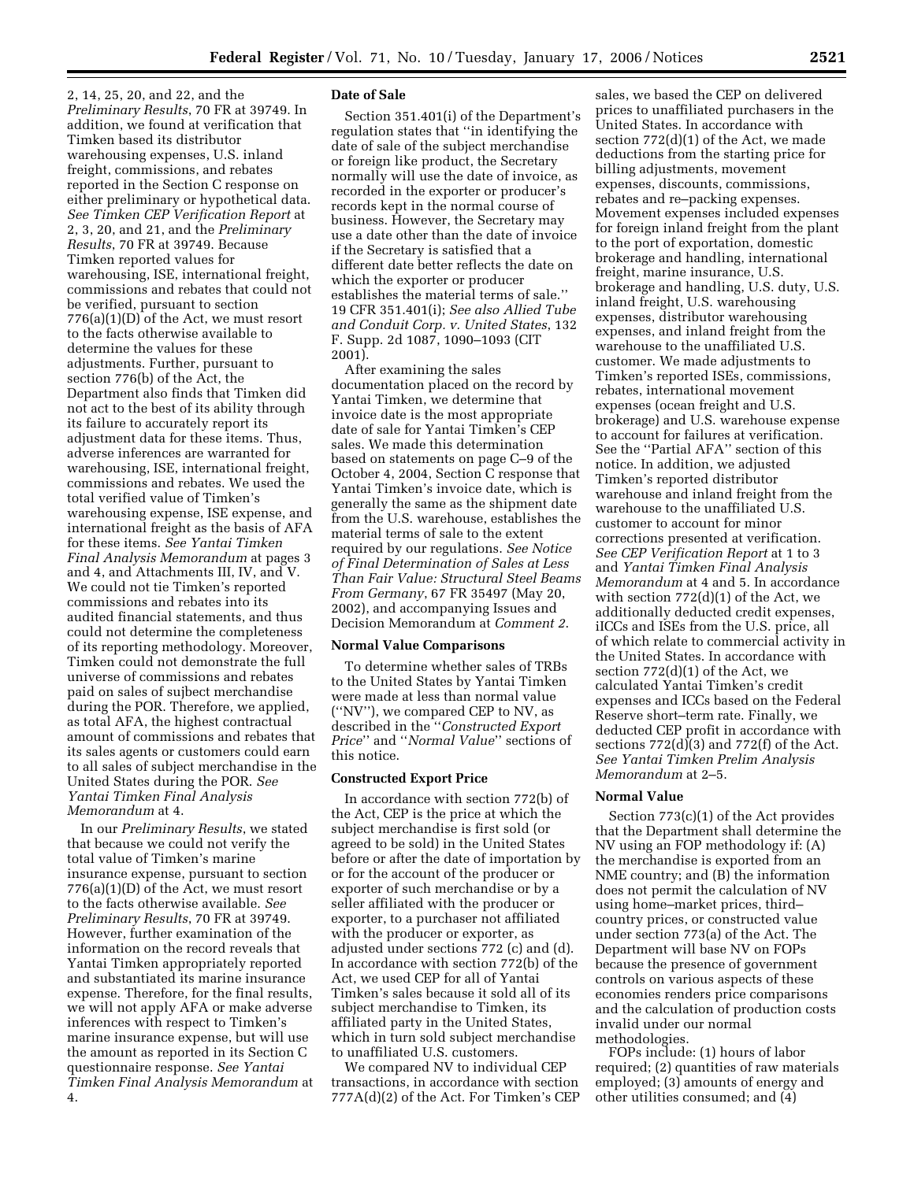2, 14, 25, 20, and 22, and the *Preliminary Results*, 70 FR at 39749. In addition, we found at verification that Timken based its distributor warehousing expenses, U.S. inland freight, commissions, and rebates reported in the Section C response on either preliminary or hypothetical data. *See Timken CEP Verification Report* at 2, 3, 20, and 21, and the *Preliminary Results*, 70 FR at 39749. Because Timken reported values for warehousing, ISE, international freight, commissions and rebates that could not be verified, pursuant to section 776(a)(1)(D) of the Act, we must resort to the facts otherwise available to determine the values for these adjustments. Further, pursuant to section 776(b) of the Act, the Department also finds that Timken did not act to the best of its ability through its failure to accurately report its adjustment data for these items. Thus, adverse inferences are warranted for warehousing, ISE, international freight, commissions and rebates. We used the total verified value of Timken's warehousing expense, ISE expense, and international freight as the basis of AFA for these items. *See Yantai Timken Final Analysis Memorandum* at pages 3 and 4, and Attachments III, IV, and V. We could not tie Timken's reported commissions and rebates into its audited financial statements, and thus could not determine the completeness of its reporting methodology. Moreover, Timken could not demonstrate the full universe of commissions and rebates paid on sales of sujbect merchandise during the POR. Therefore, we applied, as total AFA, the highest contractual amount of commissions and rebates that its sales agents or customers could earn to all sales of subject merchandise in the United States during the POR. *See Yantai Timken Final Analysis Memorandum* at 4.

In our *Preliminary Results*, we stated that because we could not verify the total value of Timken's marine insurance expense, pursuant to section 776(a)(1)(D) of the Act, we must resort to the facts otherwise available. *See Preliminary Results*, 70 FR at 39749. However, further examination of the information on the record reveals that Yantai Timken appropriately reported and substantiated its marine insurance expense. Therefore, for the final results, we will not apply AFA or make adverse inferences with respect to Timken's marine insurance expense, but will use the amount as reported in its Section C questionnaire response. *See Yantai Timken Final Analysis Memorandum* at 4.

**Date of Sale**

Section 351.401(i) of the Department's regulation states that ''in identifying the date of sale of the subject merchandise or foreign like product, the Secretary normally will use the date of invoice, as recorded in the exporter or producer's records kept in the normal course of business. However, the Secretary may use a date other than the date of invoice if the Secretary is satisfied that a different date better reflects the date on which the exporter or producer establishes the material terms of sale.'' 19 CFR 351.401(i); *See also Allied Tube and Conduit Corp. v. United States*, 132 F. Supp. 2d 1087, 1090–1093 (CIT 2001).

After examining the sales documentation placed on the record by Yantai Timken, we determine that invoice date is the most appropriate date of sale for Yantai Timken's CEP sales. We made this determination based on statements on page C–9 of the October 4, 2004, Section C response that Yantai Timken's invoice date, which is generally the same as the shipment date from the U.S. warehouse, establishes the material terms of sale to the extent required by our regulations. *See Notice of Final Determination of Sales at Less Than Fair Value: Structural Steel Beams From Germany*, 67 FR 35497 (May 20, 2002), and accompanying Issues and Decision Memorandum at *Comment 2*.

**Normal Value Comparisons**

To determine whether sales of TRBs to the United States by Yantai Timken were made at less than normal value (''NV''), we compared CEP to NV, as described in the ''*Constructed Export Price*'' and ''*Normal Value*'' sections of this notice.

**Constructed Export Price**

In accordance with section 772(b) of the Act, CEP is the price at which the subject merchandise is first sold (or agreed to be sold) in the United States before or after the date of importation by or for the account of the producer or exporter of such merchandise or by a seller affiliated with the producer or exporter, to a purchaser not affiliated with the producer or exporter, as adjusted under sections 772 (c) and (d). In accordance with section 772(b) of the Act, we used CEP for all of Yantai Timken's sales because it sold all of its subject merchandise to Timken, its affiliated party in the United States, which in turn sold subject merchandise to unaffiliated U.S. customers.

We compared NV to individual CEP transactions, in accordance with section 777A(d)(2) of the Act. For Timken's CEP sales, we based the CEP on delivered prices to unaffiliated purchasers in the United States. In accordance with section 772(d)(1) of the Act, we made deductions from the starting price for billing adjustments, movement expenses, discounts, commissions, rebates and re–packing expenses. Movement expenses included expenses for foreign inland freight from the plant to the port of exportation, domestic brokerage and handling, international freight, marine insurance, U.S. brokerage and handling, U.S. duty, U.S. inland freight, U.S. warehousing expenses, distributor warehousing expenses, and inland freight from the warehouse to the unaffiliated U.S. customer. We made adjustments to Timken's reported ISEs, commissions, rebates, international movement expenses (ocean freight and U.S. brokerage) and U.S. warehouse expense to account for failures at verification. See the ''Partial AFA'' section of this notice. In addition, we adjusted Timken's reported distributor warehouse and inland freight from the warehouse to the unaffiliated U.S. customer to account for minor corrections presented at verification. *See CEP Verification Report* at 1 to 3 and *Yantai Timken Final Analysis Memorandum* at 4 and 5. In accordance with section 772(d)(1) of the Act, we additionally deducted credit expenses, iICCs and ISEs from the U.S. price, all of which relate to commercial activity in the United States. In accordance with section 772(d)(1) of the Act, we calculated Yantai Timken's credit expenses and ICCs based on the Federal Reserve short–term rate. Finally, we deducted CEP profit in accordance with sections 772(d)(3) and 772(f) of the Act. *See Yantai Timken Prelim Analysis Memorandum* at 2–5.

**Normal Value**

Section 773(c)(1) of the Act provides that the Department shall determine the NV using an FOP methodology if: (A) the merchandise is exported from an NME country; and (B) the information does not permit the calculation of NV using home–market prices, third–country prices, or constructed value under section 773(a) of the Act. The Department will base NV on FOPs because the presence of government controls on various aspects of these economies renders price comparisons and the calculation of production costs invalid under our normal methodologies.

FOPs include: (1) hours of labor required; (2) quantities of raw materials employed; (3) amounts of energy and other utilities consumed; and (4)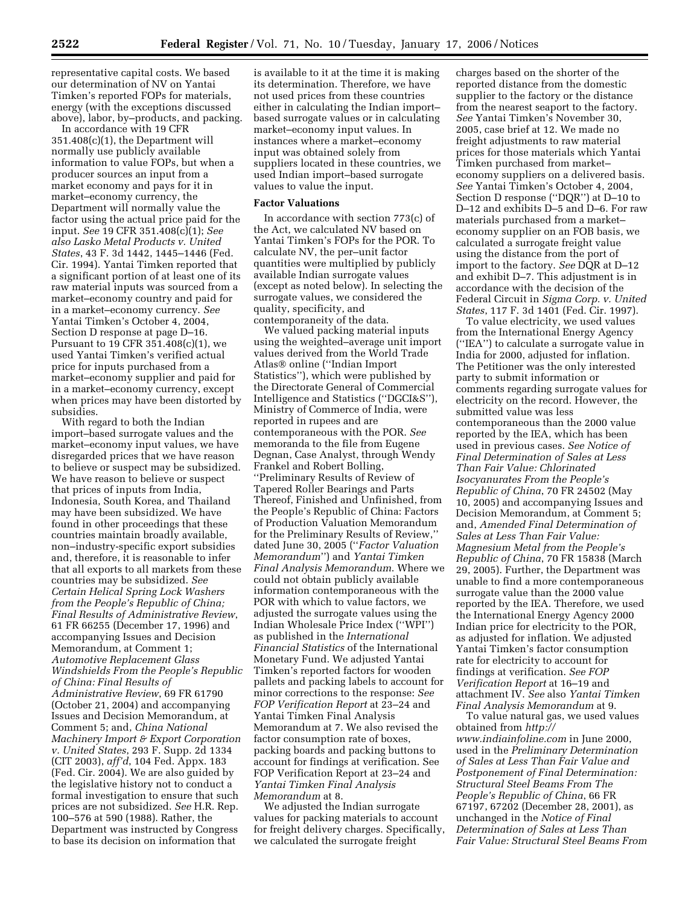representative capital costs. We based our determination of NV on Yantai Timken's reported FOPs for materials, energy (with the exceptions discussed above), labor, by–products, and packing.

In accordance with 19 CFR 351.408(c)(1), the Department will normally use publicly available information to value FOPs, but when a producer sources an input from a market economy and pays for it in market–economy currency, the Department will normally value the factor using the actual price paid for the input. *See* 19 CFR 351.408(c)(1); *See also Lasko Metal Products v. United States*, 43 F. 3d 1442, 1445–1446 (Fed. Cir. 1994). Yantai Timken reported that a significant portion of at least one of its raw material inputs was sourced from a market–economy country and paid for in a market–economy currency. *See* Yantai Timken's October 4, 2004, Section D response at page D–16. Pursuant to 19 CFR 351.408(c)(1), we used Yantai Timken's verified actual price for inputs purchased from a market–economy supplier and paid for in a market–economy currency, except when prices may have been distorted by subsidies.

With regard to both the Indian import–based surrogate values and the market–economy input values, we have disregarded prices that we have reason to believe or suspect may be subsidized. We have reason to believe or suspect that prices of inputs from India, Indonesia, South Korea, and Thailand may have been subsidized. We have found in other proceedings that these countries maintain broadly available, non–industry-specific export subsidies and, therefore, it is reasonable to infer that all exports to all markets from these countries may be subsidized. *See Certain Helical Spring Lock Washers from the People's Republic of China; Final Results of Administrative Review*, 61 FR 66255 (December 17, 1996) and accompanying Issues and Decision Memorandum, at Comment 1; *Automotive Replacement Glass Windshields From the People's Republic of China: Final Results of Administrative Review*, 69 FR 61790 (October 21, 2004) and accompanying Issues and Decision Memorandum, at Comment 5; and, *China National Machinery Import & Export Corporation v. United States*, 293 F. Supp. 2d 1334 (CIT 2003), *aff'd*, 104 Fed. Appx. 183 (Fed. Cir. 2004). We are also guided by the legislative history not to conduct a formal investigation to ensure that such prices are not subsidized. *See* H.R. Rep. 100–576 at 590 (1988). Rather, the Department was instructed by Congress to base its decision on information that is available to it at the time it is making its determination. Therefore, we have not used prices from these countries either in calculating the Indian import–based surrogate values or in calculating market–economy input values. In instances where a market–economy input was obtained solely from suppliers located in these countries, we used Indian import–based surrogate values to value the input.

## Factor Valuations

In accordance with section 773(c) of the Act, we calculated NV based on Yantai Timken's FOPs for the POR. To calculate NV, the per–unit factor quantities were multiplied by publicly available Indian surrogate values (except as noted below). In selecting the surrogate values, we considered the quality, specificity, and contemporaneity of the data.

We valued packing material inputs using the weighted–average unit import values derived from the World Trade Atlas® online (''Indian Import Statistics''), which were published by the Directorate General of Commercial Intelligence and Statistics (''DGCI&S''), Ministry of Commerce of India, were reported in rupees and are contemporaneous with the POR. *See* memoranda to the file from Eugene Degnan, Case Analyst, through Wendy Frankel and Robert Bolling, ''Preliminary Results of Review of Tapered Roller Bearings and Parts Thereof, Finished and Unfinished, from the People's Republic of China: Factors of Production Valuation Memorandum for the Preliminary Results of Review,'' dated June 30, 2005 (''*Factor Valuation Memorandum*'') and *Yantai Timken Final Analysis Memorandum*. Where we could not obtain publicly available information contemporaneous with the POR with which to value factors, we adjusted the surrogate values using the Indian Wholesale Price Index (''WPI'') as published in the *International Financial Statistics* of the International Monetary Fund. We adjusted Yantai Timken's reported factors for wooden pallets and packing labels to account for minor corrections to the response: *See FOP Verification Report* at 23–24 and Yantai Timken Final Analysis Memorandum at 7. We also revised the factor consumption rate of boxes, packing boards and packing buttons to account for findings at verification. See FOP Verification Report at 23–24 and *Yantai Timken Final Analysis Memorandum* at 8.

We adjusted the Indian surrogate values for packing materials to account for freight delivery charges. Specifically, we calculated the surrogate freight charges based on the shorter of the reported distance from the domestic supplier to the factory or the distance from the nearest seaport to the factory. *See* Yantai Timken's November 30, 2005, case brief at 12. We made no freight adjustments to raw material prices for those materials which Yantai Timken purchased from market–economy suppliers on a delivered basis. *See* Yantai Timken's October 4, 2004, Section D response (''DQR'') at D–10 to D–12 and exhibits D–5 and D–6. For raw materials purchased from a market–economy supplier on an FOB basis, we calculated a surrogate freight value using the distance from the port of import to the factory. *See* DQR at D–12 and exhibit D–7. This adjustment is in accordance with the decision of the Federal Circuit in *Sigma Corp. v. United States*, 117 F. 3d 1401 (Fed. Cir. 1997).

To value electricity, we used values from the International Energy Agency (''IEA'') to calculate a surrogate value in India for 2000, adjusted for inflation. The Petitioner was the only interested party to submit information or comments regarding surrogate values for electricity on the record. However, the submitted value was less contemporaneous than the 2000 value reported by the IEA, which has been used in previous cases. *See Notice of Final Determination of Sales at Less Than Fair Value: Chlorinated Isocyanurates From the People's Republic of China*, 70 FR 24502 (May 10, 2005) and accompanying Issues and Decision Memorandum, at Comment 5; and, *Amended Final Determination of Sales at Less Than Fair Value: Magnesium Metal from the People's Republic of China*, 70 FR 15838 (March 29, 2005). Further, the Department was unable to find a more contemporaneous surrogate value than the 2000 value reported by the IEA. Therefore, we used the International Energy Agency 2000 Indian price for electricity to the POR, as adjusted for inflation. We adjusted Yantai Timken's factor consumption rate for electricity to account for findings at verification. *See FOP Verification Report* at 16–19 and attachment IV. *See* also *Yantai Timken Final Analysis Memorandum* at 9.

To value natural gas, we used values obtained from *http://www.indiainfoline.com* in June 2000, used in the *Preliminary Determination of Sales at Less Than Fair Value and Postponement of Final Determination: Structural Steel Beams From The People's Republic of China*, 66 FR 67197, 67202 (December 28, 2001), as unchanged in the *Notice of Final Determination of Sales at Less Than Fair Value: Structural Steel Beams From*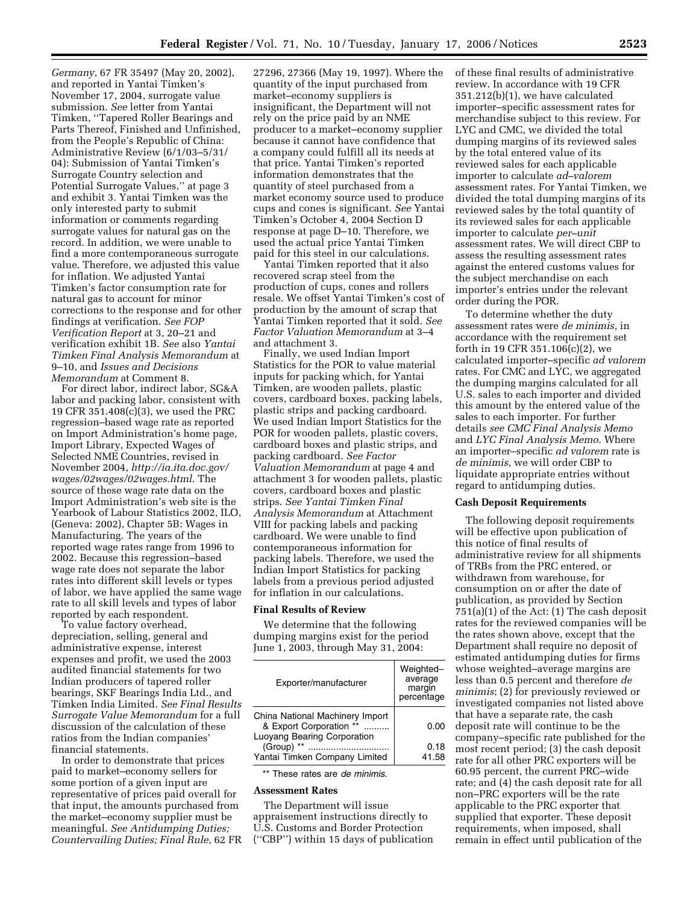*Germany*, 67 FR 35497 (May 20, 2002), and reported in Yantai Timken's November 17, 2004, surrogate value submission. *See* letter from Yantai Timken, ''Tapered Roller Bearings and Parts Thereof, Finished and Unfinished, from the People's Republic of China: Administrative Review (6/1/03–5/31/04): Submission of Yantai Timken's Surrogate Country selection and Potential Surrogate Values,'' at page 3 and exhibit 3. Yantai Timken was the only interested party to submit information or comments regarding surrogate values for natural gas on the record. In addition, we were unable to find a more contemporaneous surrogate value. Therefore, we adjusted this value for inflation. We adjusted Yantai Timken's factor consumption rate for natural gas to account for minor corrections to the response and for other findings at verification. *See FOP Verification Report* at 3, 20–21 and verification exhibit 1B. *See* also *Yantai Timken Final Analysis Memorandum* at 9–10, and *Issues and Decisions Memorandum* at Comment 8.

For direct labor, indirect labor, SG&A labor and packing labor, consistent with 19 CFR 351.408(c)(3), we used the PRC regression–based wage rate as reported on Import Administration's home page, Import Library, Expected Wages of Selected NME Countries, revised in November 2004, *http://ia.ita.doc.gov/wages/02wages/02wages.html*. The source of these wage rate data on the Import Administration's web site is the Yearbook of Labour Statistics 2002, ILO, (Geneva: 2002), Chapter 5B: Wages in Manufacturing. The years of the reported wage rates range from 1996 to 2002. Because this regression–based wage rate does not separate the labor rates into different skill levels or types of labor, we have applied the same wage rate to all skill levels and types of labor reported by each respondent.

To value factory overhead, depreciation, selling, general and administrative expense, interest expenses and profit, we used the 2003 audited financial statements for two Indian producers of tapered roller bearings, SKF Bearings India Ltd., and Timken India Limited. *See Final Results Surrogate Value Memorandum* for a full discussion of the calculation of these ratios from the Indian companies' financial statements.

In order to demonstrate that prices paid to market–economy sellers for some portion of a given input are representative of prices paid overall for that input, the amounts purchased from the market–economy supplier must be meaningful. *See Antidumping Duties; Countervailing Duties; Final Rule*, 62 FR 27296, 27366 (May 19, 1997). Where the quantity of the input purchased from market–economy suppliers is insignificant, the Department will not rely on the price paid by an NME producer to a market–economy supplier because it cannot have confidence that a company could fulfill all its needs at that price. Yantai Timken's reported information demonstrates that the quantity of steel purchased from a market economy source used to produce cups and cones is significant. *See* Yantai Timken's October 4, 2004 Section D response at page D–10. Therefore, we used the actual price Yantai Timken paid for this steel in our calculations.

Yantai Timken reported that it also recovered scrap steel from the production of cups, cones and rollers resale. We offset Yantai Timken's cost of production by the amount of scrap that Yantai Timken reported that it sold. *See Factor Valuation Memorandum* at 3–4 and attachment 3.

Finally, we used Indian Import Statistics for the POR to value material inputs for packing which, for Yantai Timken, are wooden pallets, plastic covers, cardboard boxes, packing labels, plastic strips and packing cardboard. We used Indian Import Statistics for the POR for wooden pallets, plastic covers, cardboard boxes and plastic strips, and packing cardboard. *See Factor Valuation Memorandum* at page 4 and attachment 3 for wooden pallets, plastic covers, cardboard boxes and plastic strips. *See Yantai Timken Final Analysis Memorandum* at Attachment VIII for packing labels and packing cardboard. We were unable to find contemporaneous information for packing labels. Therefore, we used the Indian Import Statistics for packing labels from a previous period adjusted for inflation in our calculations.

**Final Results of Review**

We determine that the following dumping margins exist for the period June 1, 2003, through May 31, 2004:

| Exporter/manufacturer | Weighted–average margin percentage |
| --- | --- |
| China National Machinery Import & Export Corporation ** | 0.00 |
| Luoyang Bearing Corporation (Group) ** | 0.18 |
| Yantai Timken Company Limited | 41.58 |

** These rates are *de minimis*.

**Assessment Rates**

The Department will issue appraisement instructions directly to U.S. Customs and Border Protection (''CBP'') within 15 days of publication of these final results of administrative review. In accordance with 19 CFR 351.212(b)(1), we have calculated importer–specific assessment rates for merchandise subject to this review. For LYC and CMC, we divided the total dumping margins of its reviewed sales by the total entered value of its reviewed sales for each applicable importer to calculate *ad–valorem* assessment rates. For Yantai Timken, we divided the total dumping margins of its reviewed sales by the total quantity of its reviewed sales for each applicable importer to calculate *per–unit* assessment rates. We will direct CBP to assess the resulting assessment rates against the entered customs values for the subject merchandise on each importer's entries under the relevant order during the POR.

To determine whether the duty assessment rates were *de minimis*, in accordance with the requirement set forth in 19 CFR 351.106(c)(2), we calculated importer–specific *ad valorem* rates. For CMC and LYC, we aggregated the dumping margins calculated for all U.S. sales to each importer and divided this amount by the entered value of the sales to each importer. For further details *see CMC Final Analysis Memo* and *LYC Final Analysis Memo*. Where an importer–specific *ad valorem* rate is *de minimis*, we will order CBP to liquidate appropriate entries without regard to antidumping duties.

**Cash Deposit Requirements**

The following deposit requirements will be effective upon publication of this notice of final results of administrative review for all shipments of TRBs from the PRC entered, or withdrawn from warehouse, for consumption on or after the date of publication, as provided by Section 751(a)(1) of the Act: (1) The cash deposit rates for the reviewed companies will be the rates shown above, except that the Department shall require no deposit of estimated antidumping duties for firms whose weighted–average margins are less than 0.5 percent and therefore *de minimis*; (2) for previously reviewed or investigated companies not listed above that have a separate rate, the cash deposit rate will continue to be the company–specific rate published for the most recent period; (3) the cash deposit rate for all other PRC exporters will be 60.95 percent, the current PRC–wide rate; and (4) the cash deposit rate for all non–PRC exporters will be the rate applicable to the PRC exporter that supplied that exporter. These deposit requirements, when imposed, shall remain in effect until publication of the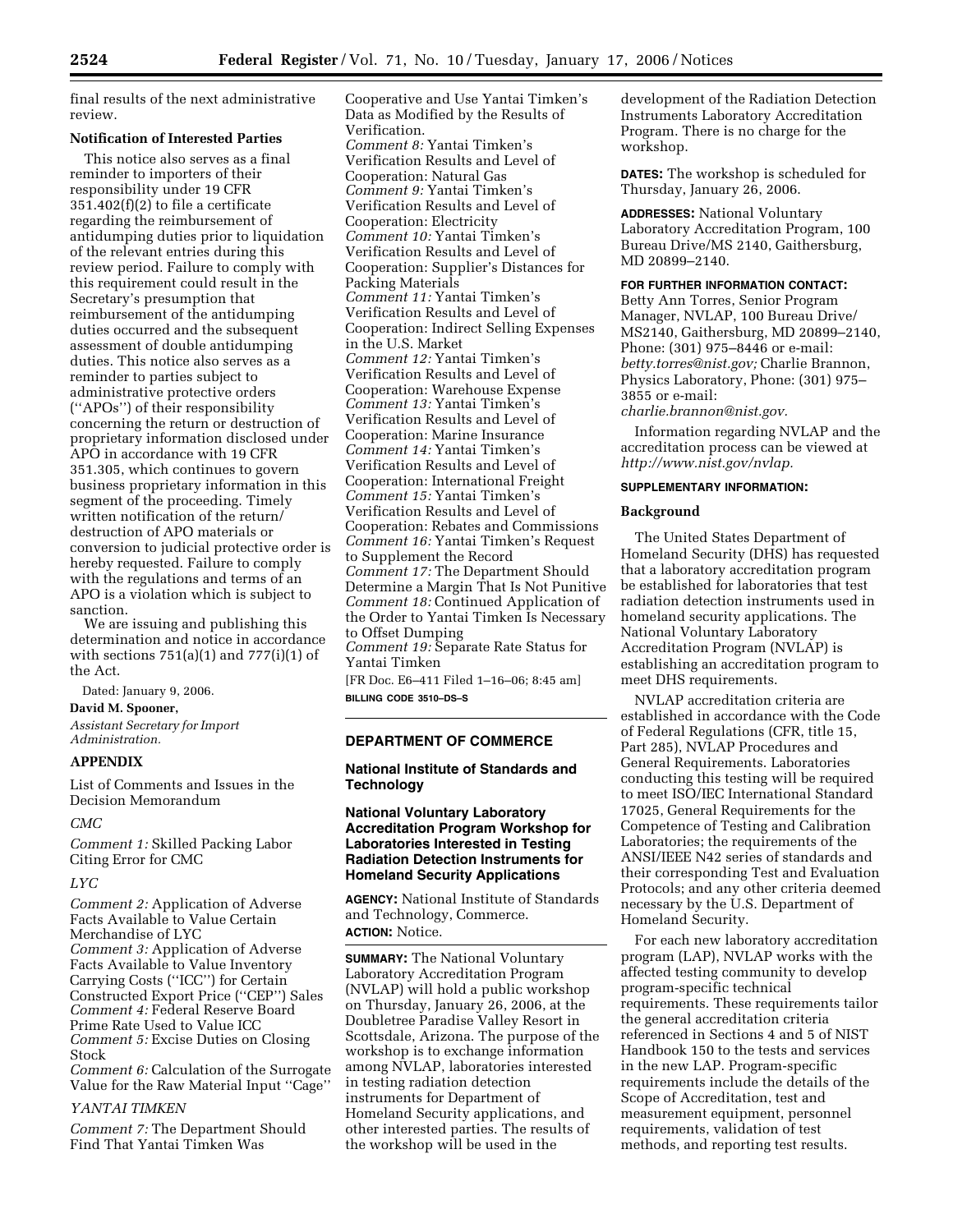final results of the next administrative review.

**Notification of Interested Parties**

This notice also serves as a final reminder to importers of their responsibility under 19 CFR 351.402(f)(2) to file a certificate regarding the reimbursement of antidumping duties prior to liquidation of the relevant entries during this review period. Failure to comply with this requirement could result in the Secretary's presumption that reimbursement of the antidumping duties occurred and the subsequent assessment of double antidumping duties. This notice also serves as a reminder to parties subject to administrative protective orders (''APOs'') of their responsibility concerning the return or destruction of proprietary information disclosed under APO in accordance with 19 CFR 351.305, which continues to govern business proprietary information in this segment of the proceeding. Timely written notification of the return/destruction of APO materials or conversion to judicial protective order is hereby requested. Failure to comply with the regulations and terms of an APO is a violation which is subject to sanction.

We are issuing and publishing this determination and notice in accordance with sections 751(a)(1) and 777(i)(1) of the Act.

Dated: January 9, 2006.

**David M. Spooner,**

*Assistant Secretary for Import Administration.*

**APPENDIX**

List of Comments and Issues in the Decision Memorandum

*CMC*

*Comment 1:* Skilled Packing Labor Citing Error for CMC

*LYC*

*Comment 2:* Application of Adverse Facts Available to Value Certain Merchandise of LYC
*Comment 3:* Application of Adverse Facts Available to Value Inventory Carrying Costs (''ICC'') for Certain Constructed Export Price (''CEP'') Sales
*Comment 4:* Federal Reserve Board Prime Rate Used to Value ICC
*Comment 5:* Excise Duties on Closing Stock
*Comment 6:* Calculation of the Surrogate Value for the Raw Material Input ''Cage''

*YANTAI TIMKEN*

*Comment 7:* The Department Should Find That Yantai Timken Was Cooperative and Use Yantai Timken's Data as Modified by the Results of Verification.
*Comment 8:* Yantai Timken's Verification Results and Level of Cooperation: Natural Gas
*Comment 9:* Yantai Timken's Verification Results and Level of Cooperation: Electricity
*Comment 10:* Yantai Timken's Verification Results and Level of Cooperation: Supplier's Distances for Packing Materials
*Comment 11:* Yantai Timken's Verification Results and Level of Cooperation: Indirect Selling Expenses in the U.S. Market
*Comment 12:* Yantai Timken's Verification Results and Level of Cooperation: Warehouse Expense
*Comment 13:* Yantai Timken's Verification Results and Level of Cooperation: Marine Insurance
*Comment 14:* Yantai Timken's Verification Results and Level of Cooperation: International Freight
*Comment 15:* Yantai Timken's Verification Results and Level of Cooperation: Rebates and Commissions
*Comment 16:* Yantai Timken's Request to Supplement the Record
*Comment 17:* The Department Should Determine a Margin That Is Not Punitive
*Comment 18:* Continued Application of the Order to Yantai Timken Is Necessary to Offset Dumping
*Comment 19:* Separate Rate Status for Yantai Timken

[FR Doc. E6–411 Filed 1–16–06; 8:45 am]

**BILLING CODE 3510–DS–S**

## DEPARTMENT OF COMMERCE

### National Institute of Standards and Technology

### National Voluntary Laboratory Accreditation Program Workshop for Laboratories Interested in Testing Radiation Detection Instruments for Homeland Security Applications

**AGENCY:** National Institute of Standards and Technology, Commerce.

**ACTION:** Notice.

**SUMMARY:** The National Voluntary Laboratory Accreditation Program (NVLAP) will hold a public workshop on Thursday, January 26, 2006, at the Doubletree Paradise Valley Resort in Scottsdale, Arizona. The purpose of the workshop is to exchange information among NVLAP, laboratories interested in testing radiation detection instruments for Department of Homeland Security applications, and other interested parties. The results of the workshop will be used in the development of the Radiation Detection Instruments Laboratory Accreditation Program. There is no charge for the workshop.

**DATES:** The workshop is scheduled for Thursday, January 26, 2006.

**ADDRESSES:** National Voluntary Laboratory Accreditation Program, 100 Bureau Drive/MS 2140, Gaithersburg, MD 20899–2140.

**FOR FURTHER INFORMATION CONTACT:** Betty Ann Torres, Senior Program Manager, NVLAP, 100 Bureau Drive/MS2140, Gaithersburg, MD 20899–2140, Phone: (301) 975–8446 or e-mail: *betty.torres@nist.gov;* Charlie Brannon, Physics Laboratory, Phone: (301) 975–3855 or e-mail: *charlie.brannon@nist.gov.*

Information regarding NVLAP and the accreditation process can be viewed at *http://www.nist.gov/nvlap.*

**SUPPLEMENTARY INFORMATION:**

**Background**

The United States Department of Homeland Security (DHS) has requested that a laboratory accreditation program be established for laboratories that test radiation detection instruments used in homeland security applications. The National Voluntary Laboratory Accreditation Program (NVLAP) is establishing an accreditation program to meet DHS requirements.

NVLAP accreditation criteria are established in accordance with the Code of Federal Regulations (CFR, title 15, Part 285), NVLAP Procedures and General Requirements. Laboratories conducting this testing will be required to meet ISO/IEC International Standard 17025, General Requirements for the Competence of Testing and Calibration Laboratories; the requirements of the ANSI/IEEE N42 series of standards and their corresponding Test and Evaluation Protocols; and any other criteria deemed necessary by the U.S. Department of Homeland Security.

For each new laboratory accreditation program (LAP), NVLAP works with the affected testing community to develop program-specific technical requirements. These requirements tailor the general accreditation criteria referenced in Sections 4 and 5 of NIST Handbook 150 to the tests and services in the new LAP. Program-specific requirements include the details of the Scope of Accreditation, test and measurement equipment, personnel requirements, validation of test methods, and reporting test results.